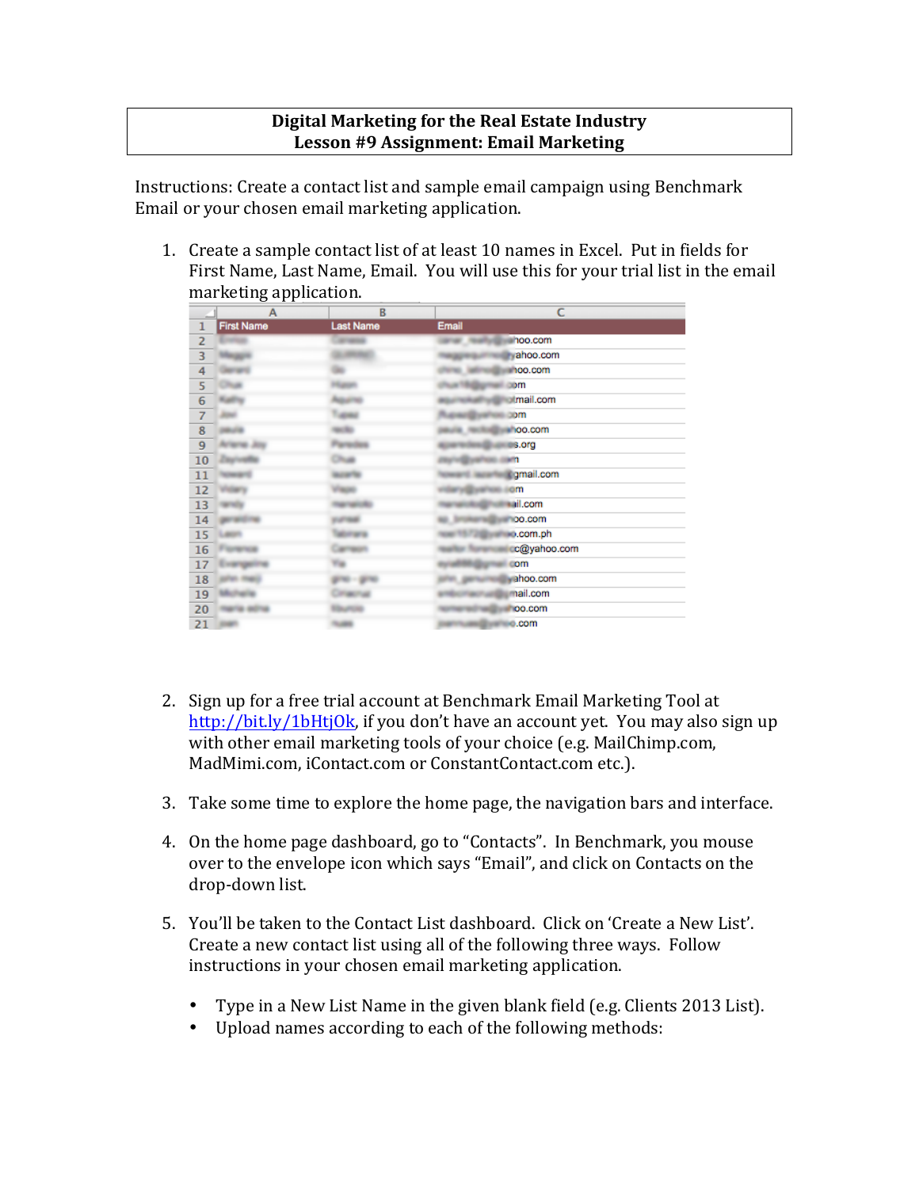**Digital Marketing for the Real Estate Industry**
**Lesson #9 Assignment: Email Marketing**

Instructions: Create a contact list and sample email campaign using Benchmark Email or your chosen email marketing application.

1. Create a sample contact list of at least 10 names in Excel. Put in fields for First Name, Last Name, Email. You will use this for your trial list in the email marketing application.

2. Sign up for a free trial account at Benchmark Email Marketing Tool at [http://bit.ly/1bHtjOk](http://bit.ly/1bHtjOk), if you don't have an account yet. You may also sign up with other email marketing tools of your choice (e.g. MailChimp.com, MadMimi.com, iContact.com or ConstantContact.com etc.).

3. Take some time to explore the home page, the navigation bars and interface.

4. On the home page dashboard, go to "Contacts". In Benchmark, you mouse over to the envelope icon which says "Email", and click on Contacts on the drop-down list.

5. You'll be taken to the Contact List dashboard. Click on 'Create a New List'. Create a new contact list using all of the following three ways. Follow instructions in your chosen email marketing application.

   - Type in a New List Name in the given blank field (e.g. Clients 2013 List).
   - Upload names according to each of the following methods: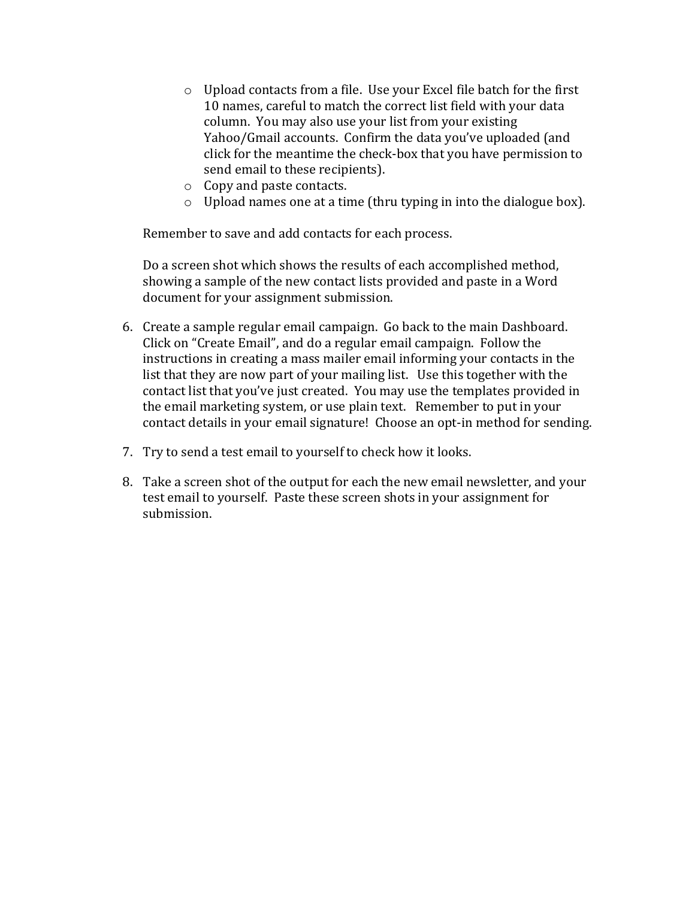- Upload contacts from a file. Use your Excel file batch for the first 10 names, careful to match the correct list field with your data column. You may also use your list from your existing Yahoo/Gmail accounts. Confirm the data you've uploaded (and click for the meantime the check-box that you have permission to send email to these recipients).
- Copy and paste contacts.
- Upload names one at a time (thru typing in into the dialogue box).

Remember to save and add contacts for each process.

Do a screen shot which shows the results of each accomplished method, showing a sample of the new contact lists provided and paste in a Word document for your assignment submission.

6. Create a sample regular email campaign. Go back to the main Dashboard. Click on "Create Email", and do a regular email campaign. Follow the instructions in creating a mass mailer email informing your contacts in the list that they are now part of your mailing list. Use this together with the contact list that you've just created. You may use the templates provided in the email marketing system, or use plain text. Remember to put in your contact details in your email signature! Choose an opt-in method for sending.
7. Try to send a test email to yourself to check how it looks.
8. Take a screen shot of the output for each the new email newsletter, and your test email to yourself. Paste these screen shots in your assignment for submission.